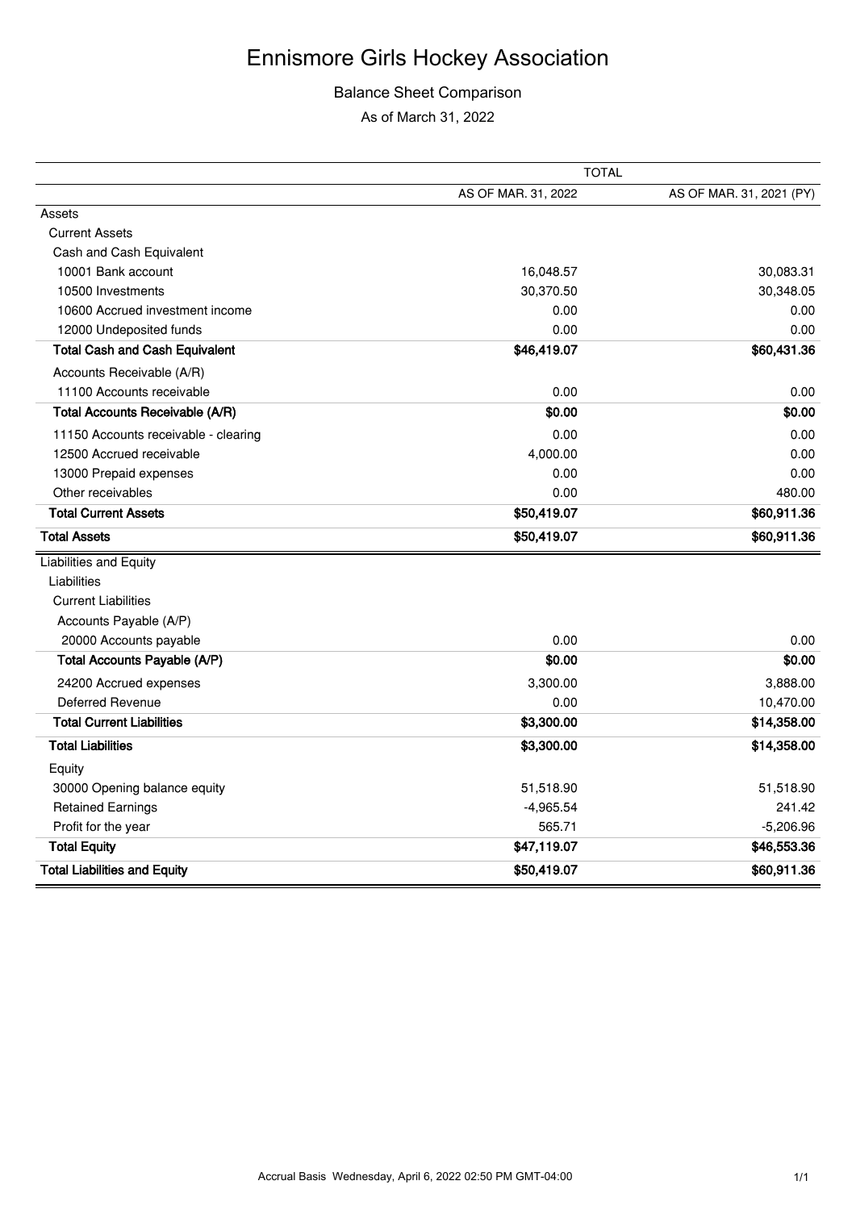# Ennismore Girls Hockey Association

## Balance Sheet Comparison

As of March 31, 2022

| | TOTAL | |
|---|---|---|
| | AS OF MAR. 31, 2022 | AS OF MAR. 31, 2021 (PY) |
| Assets | | |
| Current Assets | | |
| Cash and Cash Equivalent | | |
| 10001 Bank account | 16,048.57 | 30,083.31 |
| 10500 Investments | 30,370.50 | 30,348.05 |
| 10600 Accrued investment income | 0.00 | 0.00 |
| 12000 Undeposited funds | 0.00 | 0.00 |
| **Total Cash and Cash Equivalent** | **$46,419.07** | **$60,431.36** |
| Accounts Receivable (A/R) | | |
| 11100 Accounts receivable | 0.00 | 0.00 |
| **Total Accounts Receivable (A/R)** | **$0.00** | **$0.00** |
| 11150 Accounts receivable - clearing | 0.00 | 0.00 |
| 12500 Accrued receivable | 4,000.00 | 0.00 |
| 13000 Prepaid expenses | 0.00 | 0.00 |
| Other receivables | 0.00 | 480.00 |
| **Total Current Assets** | **$50,419.07** | **$60,911.36** |
| **Total Assets** | **$50,419.07** | **$60,911.36** |
| Liabilities and Equity | | |
| Liabilities | | |
| Current Liabilities | | |
| Accounts Payable (A/P) | | |
| 20000 Accounts payable | 0.00 | 0.00 |
| **Total Accounts Payable (A/P)** | **$0.00** | **$0.00** |
| 24200 Accrued expenses | 3,300.00 | 3,888.00 |
| Deferred Revenue | 0.00 | 10,470.00 |
| **Total Current Liabilities** | **$3,300.00** | **$14,358.00** |
| **Total Liabilities** | **$3,300.00** | **$14,358.00** |
| Equity | | |
| 30000 Opening balance equity | 51,518.90 | 51,518.90 |
| Retained Earnings | -4,965.54 | 241.42 |
| Profit for the year | 565.71 | -5,206.96 |
| **Total Equity** | **$47,119.07** | **$46,553.36** |
| **Total Liabilities and Equity** | **$50,419.07** | **$60,911.36** |

Accrual Basis Wednesday, April 6, 2022 02:50 PM GMT-04:00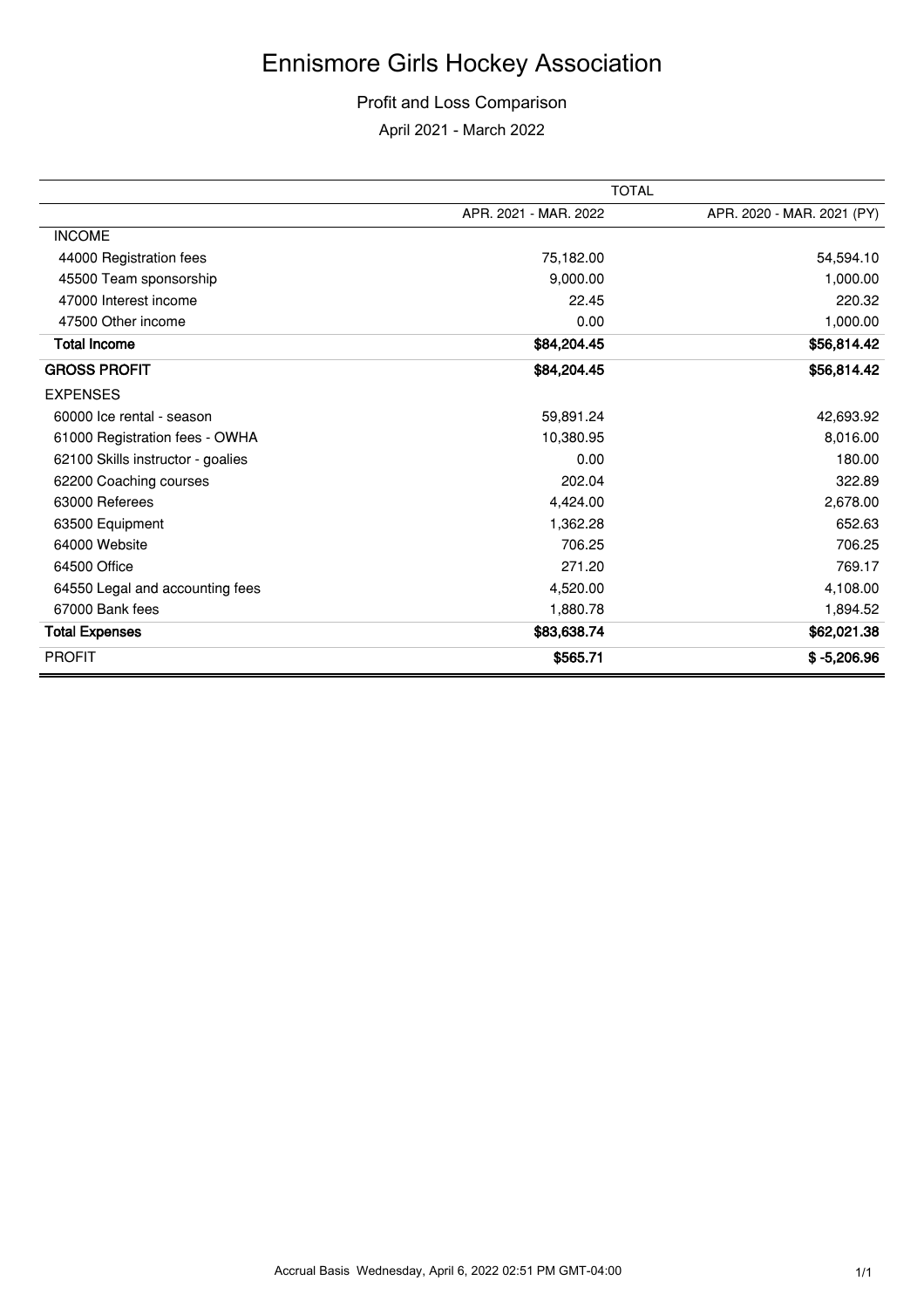# Ennismore Girls Hockey Association

## Profit and Loss Comparison

April 2021 - March 2022

| | TOTAL | |
|---|---|---|
| | APR. 2021 - MAR. 2022 | APR. 2020 - MAR. 2021 (PY) |
| INCOME | | |
| 44000 Registration fees | 75,182.00 | 54,594.10 |
| 45500 Team sponsorship | 9,000.00 | 1,000.00 |
| 47000 Interest income | 22.45 | 220.32 |
| 47500 Other income | 0.00 | 1,000.00 |
| **Total Income** | **$84,204.45** | **$56,814.42** |
| **GROSS PROFIT** | **$84,204.45** | **$56,814.42** |
| EXPENSES | | |
| 60000 Ice rental - season | 59,891.24 | 42,693.92 |
| 61000 Registration fees - OWHA | 10,380.95 | 8,016.00 |
| 62100 Skills instructor - goalies | 0.00 | 180.00 |
| 62200 Coaching courses | 202.04 | 322.89 |
| 63000 Referees | 4,424.00 | 2,678.00 |
| 63500 Equipment | 1,362.28 | 652.63 |
| 64000 Website | 706.25 | 706.25 |
| 64500 Office | 271.20 | 769.17 |
| 64550 Legal and accounting fees | 4,520.00 | 4,108.00 |
| 67000 Bank fees | 1,880.78 | 1,894.52 |
| **Total Expenses** | **$83,638.74** | **$62,021.38** |
| PROFIT | **$565.71** | **$ -5,206.96** |

Accrual Basis Wednesday, April 6, 2022 02:51 PM GMT-04:00